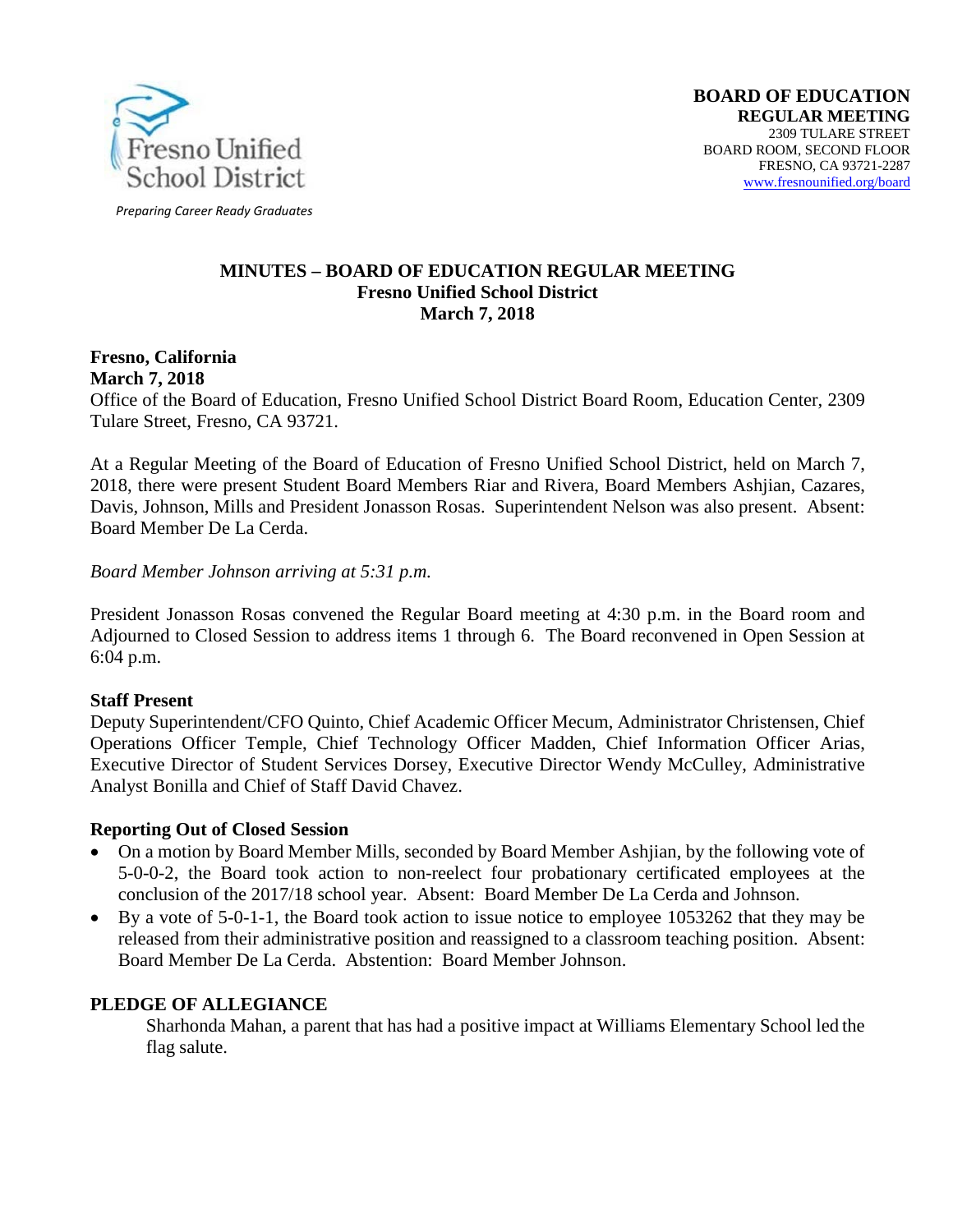Fresno Unified School District

*Preparing Career Ready Graduates*

**BOARD OF EDUCATION**
**REGULAR MEETING**
2309 TULARE STREET
BOARD ROOM, SECOND FLOOR
FRESNO, CA 93721-2287
www.fresnounified.org/board

# MINUTES – BOARD OF EDUCATION REGULAR MEETING
## Fresno Unified School District
## March 7, 2018

**Fresno, California**
**March 7, 2018**
Office of the Board of Education, Fresno Unified School District Board Room, Education Center, 2309 Tulare Street, Fresno, CA 93721.

At a Regular Meeting of the Board of Education of Fresno Unified School District, held on March 7, 2018, there were present Student Board Members Riar and Rivera, Board Members Ashjian, Cazares, Davis, Johnson, Mills and President Jonasson Rosas. Superintendent Nelson was also present. Absent: Board Member De La Cerda.

*Board Member Johnson arriving at 5:31 p.m.*

President Jonasson Rosas convened the Regular Board meeting at 4:30 p.m. in the Board room and Adjourned to Closed Session to address items 1 through 6. The Board reconvened in Open Session at 6:04 p.m.

**Staff Present**
Deputy Superintendent/CFO Quinto, Chief Academic Officer Mecum, Administrator Christensen, Chief Operations Officer Temple, Chief Technology Officer Madden, Chief Information Officer Arias, Executive Director of Student Services Dorsey, Executive Director Wendy McCulley, Administrative Analyst Bonilla and Chief of Staff David Chavez.

**Reporting Out of Closed Session**

- On a motion by Board Member Mills, seconded by Board Member Ashjian, by the following vote of 5-0-0-2, the Board took action to non-reelect four probationary certificated employees at the conclusion of the 2017/18 school year. Absent: Board Member De La Cerda and Johnson.
- By a vote of 5-0-1-1, the Board took action to issue notice to employee 1053262 that they may be released from their administrative position and reassigned to a classroom teaching position. Absent: Board Member De La Cerda. Abstention: Board Member Johnson.

**PLEDGE OF ALLEGIANCE**

Sharhonda Mahan, a parent that has had a positive impact at Williams Elementary School led the flag salute.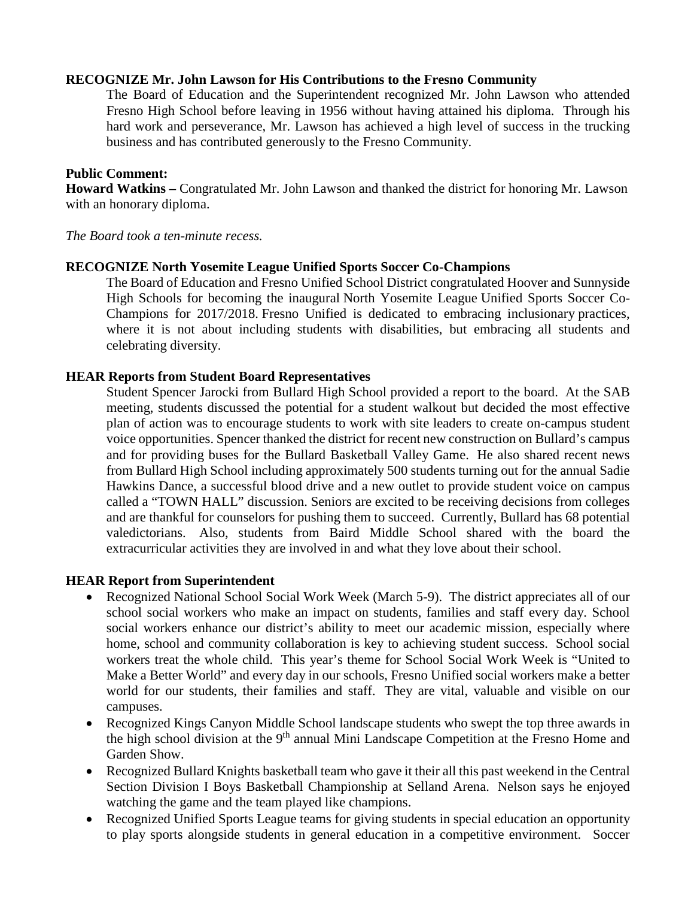**RECOGNIZE Mr. John Lawson for His Contributions to the Fresno Community**

The Board of Education and the Superintendent recognized Mr. John Lawson who attended Fresno High School before leaving in 1956 without having attained his diploma. Through his hard work and perseverance, Mr. Lawson has achieved a high level of success in the trucking business and has contributed generously to the Fresno Community.

**Public Comment:**

**Howard Watkins –** Congratulated Mr. John Lawson and thanked the district for honoring Mr. Lawson with an honorary diploma.

*The Board took a ten-minute recess.*

**RECOGNIZE North Yosemite League Unified Sports Soccer Co-Champions**

The Board of Education and Fresno Unified School District congratulated Hoover and Sunnyside High Schools for becoming the inaugural North Yosemite League Unified Sports Soccer Co-Champions for 2017/2018. Fresno Unified is dedicated to embracing inclusionary practices, where it is not about including students with disabilities, but embracing all students and celebrating diversity.

**HEAR Reports from Student Board Representatives**

Student Spencer Jarocki from Bullard High School provided a report to the board. At the SAB meeting, students discussed the potential for a student walkout but decided the most effective plan of action was to encourage students to work with site leaders to create on-campus student voice opportunities. Spencer thanked the district for recent new construction on Bullard's campus and for providing buses for the Bullard Basketball Valley Game. He also shared recent news from Bullard High School including approximately 500 students turning out for the annual Sadie Hawkins Dance, a successful blood drive and a new outlet to provide student voice on campus called a "TOWN HALL" discussion. Seniors are excited to be receiving decisions from colleges and are thankful for counselors for pushing them to succeed. Currently, Bullard has 68 potential valedictorians. Also, students from Baird Middle School shared with the board the extracurricular activities they are involved in and what they love about their school.

**HEAR Report from Superintendent**

- Recognized National School Social Work Week (March 5-9). The district appreciates all of our school social workers who make an impact on students, families and staff every day. School social workers enhance our district's ability to meet our academic mission, especially where home, school and community collaboration is key to achieving student success. School social workers treat the whole child. This year's theme for School Social Work Week is "United to Make a Better World" and every day in our schools, Fresno Unified social workers make a better world for our students, their families and staff. They are vital, valuable and visible on our campuses.
- Recognized Kings Canyon Middle School landscape students who swept the top three awards in the high school division at the 9th annual Mini Landscape Competition at the Fresno Home and Garden Show.
- Recognized Bullard Knights basketball team who gave it their all this past weekend in the Central Section Division I Boys Basketball Championship at Selland Arena. Nelson says he enjoyed watching the game and the team played like champions.
- Recognized Unified Sports League teams for giving students in special education an opportunity to play sports alongside students in general education in a competitive environment. Soccer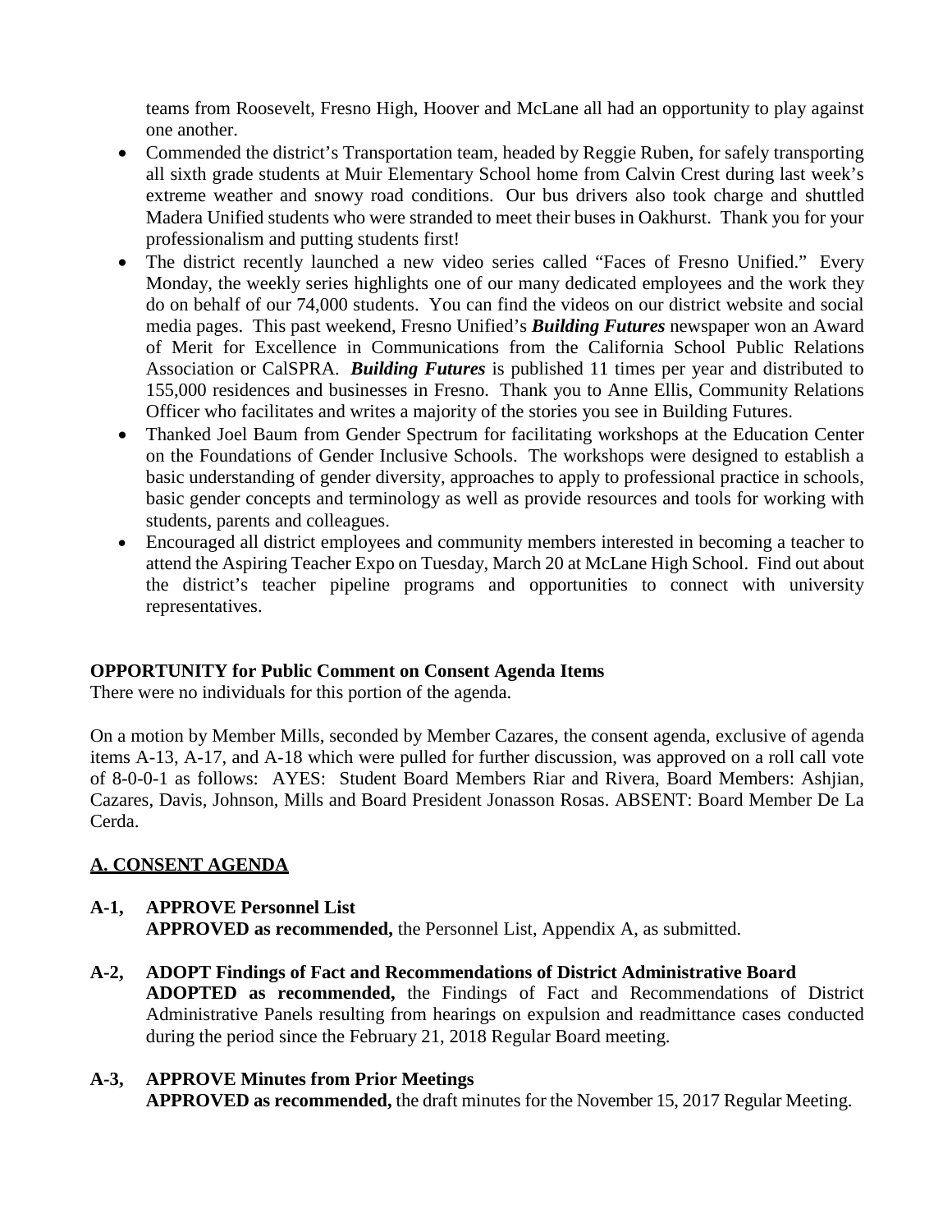teams from Roosevelt, Fresno High, Hoover and McLane all had an opportunity to play against one another.

- Commended the district's Transportation team, headed by Reggie Ruben, for safely transporting all sixth grade students at Muir Elementary School home from Calvin Crest during last week's extreme weather and snowy road conditions. Our bus drivers also took charge and shuttled Madera Unified students who were stranded to meet their buses in Oakhurst. Thank you for your professionalism and putting students first!
- The district recently launched a new video series called "Faces of Fresno Unified." Every Monday, the weekly series highlights one of our many dedicated employees and the work they do on behalf of our 74,000 students. You can find the videos on our district website and social media pages. This past weekend, Fresno Unified's ***Building Futures*** newspaper won an Award of Merit for Excellence in Communications from the California School Public Relations Association or CalSPRA. ***Building Futures*** is published 11 times per year and distributed to 155,000 residences and businesses in Fresno. Thank you to Anne Ellis, Community Relations Officer who facilitates and writes a majority of the stories you see in Building Futures.
- Thanked Joel Baum from Gender Spectrum for facilitating workshops at the Education Center on the Foundations of Gender Inclusive Schools. The workshops were designed to establish a basic understanding of gender diversity, approaches to apply to professional practice in schools, basic gender concepts and terminology as well as provide resources and tools for working with students, parents and colleagues.
- Encouraged all district employees and community members interested in becoming a teacher to attend the Aspiring Teacher Expo on Tuesday, March 20 at McLane High School. Find out about the district's teacher pipeline programs and opportunities to connect with university representatives.

**OPPORTUNITY for Public Comment on Consent Agenda Items**

There were no individuals for this portion of the agenda.

On a motion by Member Mills, seconded by Member Cazares, the consent agenda, exclusive of agenda items A-13, A-17, and A-18 which were pulled for further discussion, was approved on a roll call vote of 8-0-0-1 as follows: AYES: Student Board Members Riar and Rivera, Board Members: Ashjian, Cazares, Davis, Johnson, Mills and Board President Jonasson Rosas. ABSENT: Board Member De La Cerda.

## A. CONSENT AGENDA

**A-1, APPROVE Personnel List**
**APPROVED as recommended,** the Personnel List, Appendix A, as submitted.

**A-2, ADOPT Findings of Fact and Recommendations of District Administrative Board**
**ADOPTED as recommended,** the Findings of Fact and Recommendations of District Administrative Panels resulting from hearings on expulsion and readmittance cases conducted during the period since the February 21, 2018 Regular Board meeting.

**A-3, APPROVE Minutes from Prior Meetings**
**APPROVED as recommended,** the draft minutes for the November 15, 2017 Regular Meeting.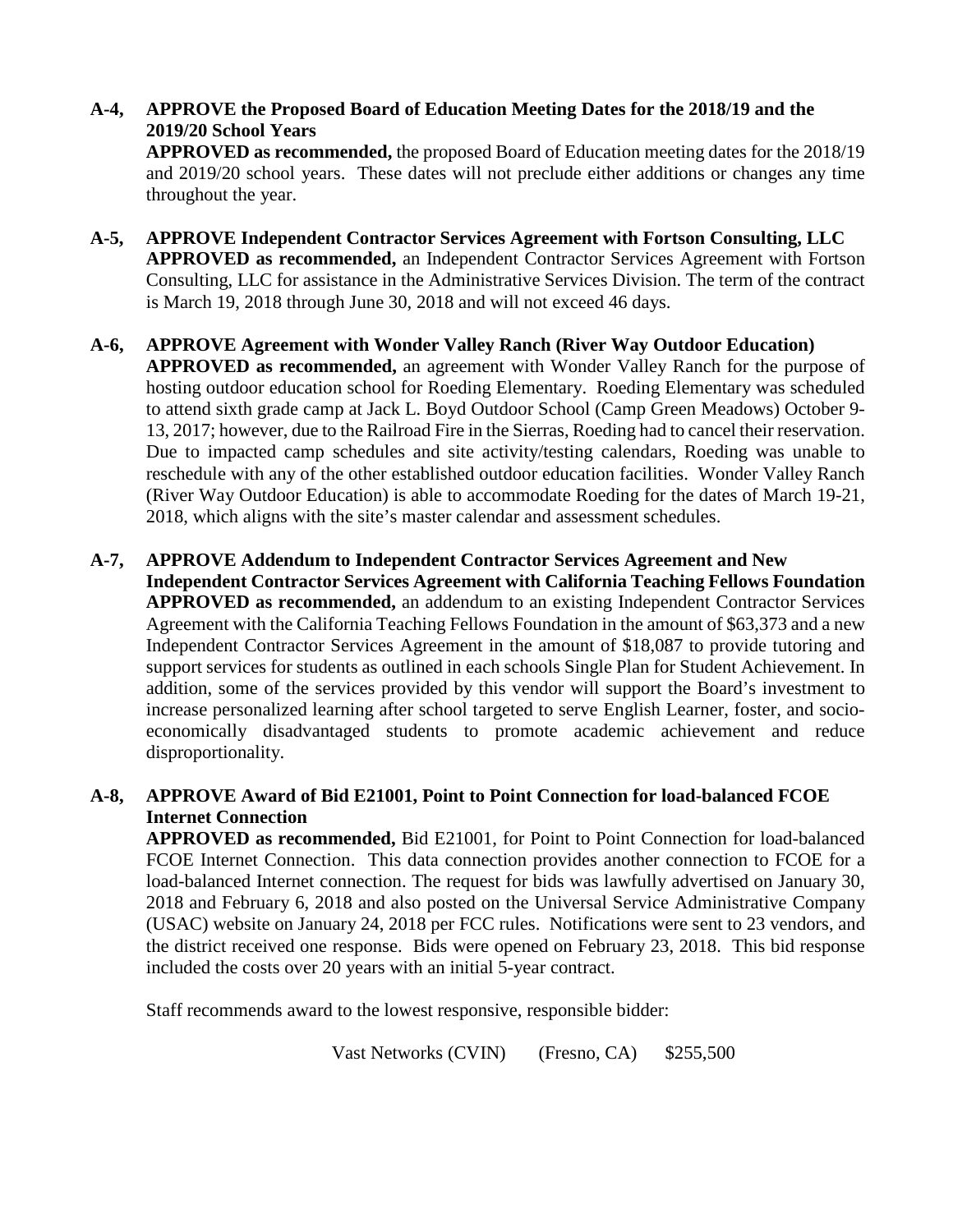**A-4, APPROVE the Proposed Board of Education Meeting Dates for the 2018/19 and the 2019/20 School Years**

**APPROVED as recommended,** the proposed Board of Education meeting dates for the 2018/19 and 2019/20 school years. These dates will not preclude either additions or changes any time throughout the year.

**A-5, APPROVE Independent Contractor Services Agreement with Fortson Consulting, LLC**

**APPROVED as recommended,** an Independent Contractor Services Agreement with Fortson Consulting, LLC for assistance in the Administrative Services Division. The term of the contract is March 19, 2018 through June 30, 2018 and will not exceed 46 days.

**A-6, APPROVE Agreement with Wonder Valley Ranch (River Way Outdoor Education)**

**APPROVED as recommended,** an agreement with Wonder Valley Ranch for the purpose of hosting outdoor education school for Roeding Elementary. Roeding Elementary was scheduled to attend sixth grade camp at Jack L. Boyd Outdoor School (Camp Green Meadows) October 9-13, 2017; however, due to the Railroad Fire in the Sierras, Roeding had to cancel their reservation. Due to impacted camp schedules and site activity/testing calendars, Roeding was unable to reschedule with any of the other established outdoor education facilities. Wonder Valley Ranch (River Way Outdoor Education) is able to accommodate Roeding for the dates of March 19-21, 2018, which aligns with the site's master calendar and assessment schedules.

**A-7, APPROVE Addendum to Independent Contractor Services Agreement and New Independent Contractor Services Agreement with California Teaching Fellows Foundation**

**APPROVED as recommended,** an addendum to an existing Independent Contractor Services Agreement with the California Teaching Fellows Foundation in the amount of $63,373 and a new Independent Contractor Services Agreement in the amount of $18,087 to provide tutoring and support services for students as outlined in each schools Single Plan for Student Achievement. In addition, some of the services provided by this vendor will support the Board's investment to increase personalized learning after school targeted to serve English Learner, foster, and socio-economically disadvantaged students to promote academic achievement and reduce disproportionality.

**A-8, APPROVE Award of Bid E21001, Point to Point Connection for load-balanced FCOE Internet Connection**

**APPROVED as recommended,** Bid E21001, for Point to Point Connection for load-balanced FCOE Internet Connection. This data connection provides another connection to FCOE for a load-balanced Internet connection. The request for bids was lawfully advertised on January 30, 2018 and February 6, 2018 and also posted on the Universal Service Administrative Company (USAC) website on January 24, 2018 per FCC rules. Notifications were sent to 23 vendors, and the district received one response. Bids were opened on February 23, 2018. This bid response included the costs over 20 years with an initial 5-year contract.

Staff recommends award to the lowest responsive, responsible bidder:

Vast Networks (CVIN) (Fresno, CA) $255,500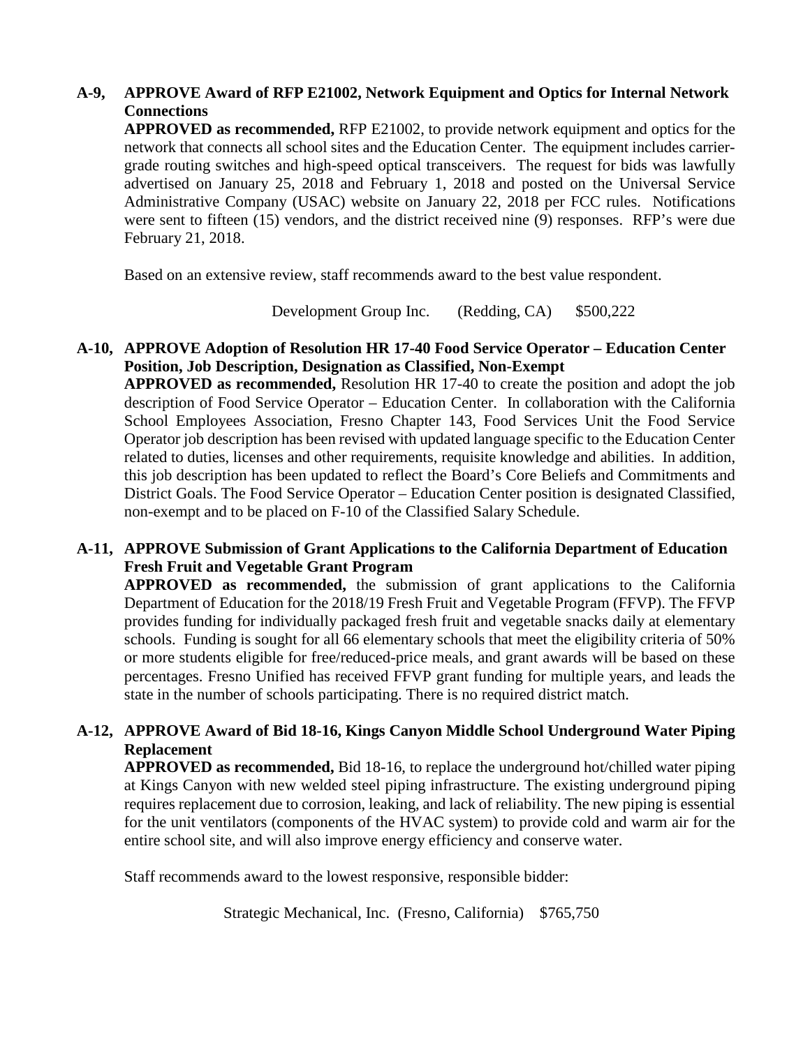**A-9, APPROVE Award of RFP E21002, Network Equipment and Optics for Internal Network Connections**

**APPROVED as recommended,** RFP E21002, to provide network equipment and optics for the network that connects all school sites and the Education Center. The equipment includes carrier-grade routing switches and high-speed optical transceivers. The request for bids was lawfully advertised on January 25, 2018 and February 1, 2018 and posted on the Universal Service Administrative Company (USAC) website on January 22, 2018 per FCC rules. Notifications were sent to fifteen (15) vendors, and the district received nine (9) responses. RFP's were due February 21, 2018.

Based on an extensive review, staff recommends award to the best value respondent.

Development Group Inc. (Redding, CA) $500,222

**A-10, APPROVE Adoption of Resolution HR 17-40 Food Service Operator – Education Center Position, Job Description, Designation as Classified, Non-Exempt**

**APPROVED as recommended,** Resolution HR 17-40 to create the position and adopt the job description of Food Service Operator – Education Center. In collaboration with the California School Employees Association, Fresno Chapter 143, Food Services Unit the Food Service Operator job description has been revised with updated language specific to the Education Center related to duties, licenses and other requirements, requisite knowledge and abilities. In addition, this job description has been updated to reflect the Board's Core Beliefs and Commitments and District Goals. The Food Service Operator – Education Center position is designated Classified, non-exempt and to be placed on F-10 of the Classified Salary Schedule.

**A-11, APPROVE Submission of Grant Applications to the California Department of Education Fresh Fruit and Vegetable Grant Program**

**APPROVED as recommended,** the submission of grant applications to the California Department of Education for the 2018/19 Fresh Fruit and Vegetable Program (FFVP). The FFVP provides funding for individually packaged fresh fruit and vegetable snacks daily at elementary schools. Funding is sought for all 66 elementary schools that meet the eligibility criteria of 50% or more students eligible for free/reduced-price meals, and grant awards will be based on these percentages. Fresno Unified has received FFVP grant funding for multiple years, and leads the state in the number of schools participating. There is no required district match.

**A-12, APPROVE Award of Bid 18-16, Kings Canyon Middle School Underground Water Piping Replacement**

**APPROVED as recommended,** Bid 18-16, to replace the underground hot/chilled water piping at Kings Canyon with new welded steel piping infrastructure. The existing underground piping requires replacement due to corrosion, leaking, and lack of reliability. The new piping is essential for the unit ventilators (components of the HVAC system) to provide cold and warm air for the entire school site, and will also improve energy efficiency and conserve water.

Staff recommends award to the lowest responsive, responsible bidder:

Strategic Mechanical, Inc. (Fresno, California) $765,750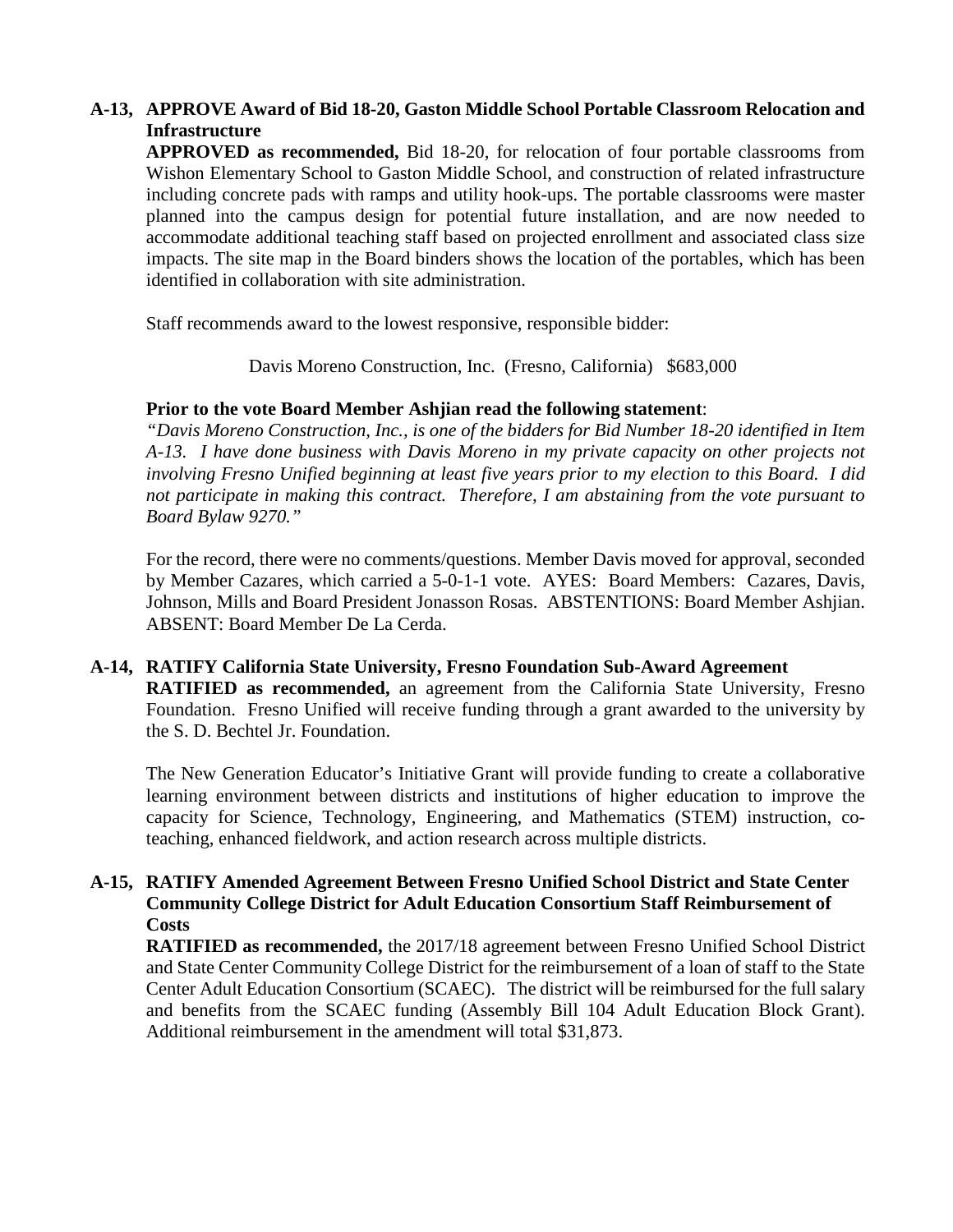**A-13, APPROVE Award of Bid 18-20, Gaston Middle School Portable Classroom Relocation and Infrastructure**

**APPROVED as recommended,** Bid 18-20, for relocation of four portable classrooms from Wishon Elementary School to Gaston Middle School, and construction of related infrastructure including concrete pads with ramps and utility hook-ups. The portable classrooms were master planned into the campus design for potential future installation, and are now needed to accommodate additional teaching staff based on projected enrollment and associated class size impacts. The site map in the Board binders shows the location of the portables, which has been identified in collaboration with site administration.

Staff recommends award to the lowest responsive, responsible bidder:

Davis Moreno Construction, Inc. (Fresno, California) $683,000

**Prior to the vote Board Member Ashjian read the following statement**:

*"Davis Moreno Construction, Inc., is one of the bidders for Bid Number 18-20 identified in Item A-13. I have done business with Davis Moreno in my private capacity on other projects not involving Fresno Unified beginning at least five years prior to my election to this Board. I did not participate in making this contract. Therefore, I am abstaining from the vote pursuant to Board Bylaw 9270."*

For the record, there were no comments/questions. Member Davis moved for approval, seconded by Member Cazares, which carried a 5-0-1-1 vote. AYES: Board Members: Cazares, Davis, Johnson, Mills and Board President Jonasson Rosas. ABSTENTIONS: Board Member Ashjian. ABSENT: Board Member De La Cerda.

**A-14, RATIFY California State University, Fresno Foundation Sub-Award Agreement**

**RATIFIED as recommended,** an agreement from the California State University, Fresno Foundation. Fresno Unified will receive funding through a grant awarded to the university by the S. D. Bechtel Jr. Foundation.

The New Generation Educator's Initiative Grant will provide funding to create a collaborative learning environment between districts and institutions of higher education to improve the capacity for Science, Technology, Engineering, and Mathematics (STEM) instruction, co-teaching, enhanced fieldwork, and action research across multiple districts.

**A-15, RATIFY Amended Agreement Between Fresno Unified School District and State Center Community College District for Adult Education Consortium Staff Reimbursement of Costs**

**RATIFIED as recommended,** the 2017/18 agreement between Fresno Unified School District and State Center Community College District for the reimbursement of a loan of staff to the State Center Adult Education Consortium (SCAEC). The district will be reimbursed for the full salary and benefits from the SCAEC funding (Assembly Bill 104 Adult Education Block Grant). Additional reimbursement in the amendment will total $31,873.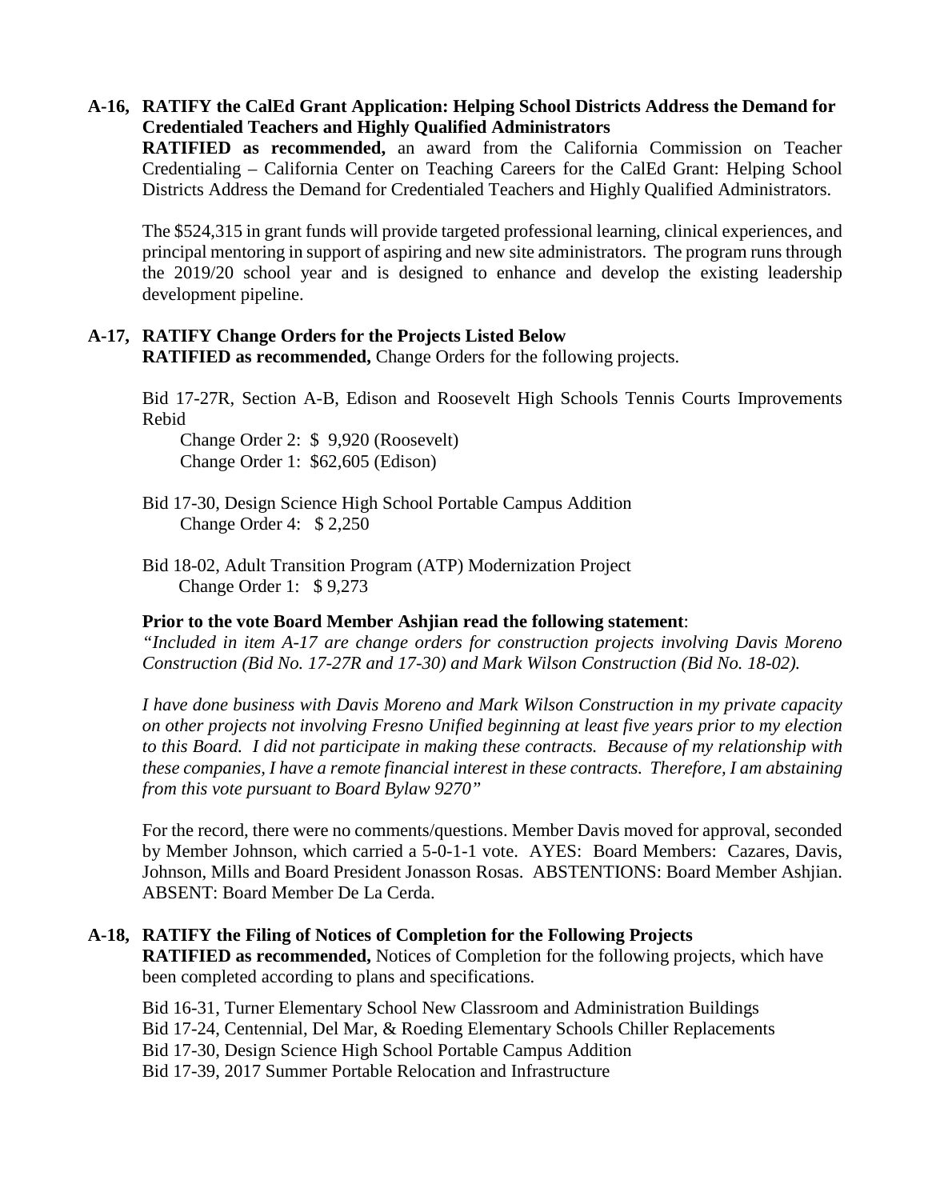**A-16, RATIFY the CalEd Grant Application: Helping School Districts Address the Demand for Credentialed Teachers and Highly Qualified Administrators**

**RATIFIED as recommended,** an award from the California Commission on Teacher Credentialing – California Center on Teaching Careers for the CalEd Grant: Helping School Districts Address the Demand for Credentialed Teachers and Highly Qualified Administrators.

The $524,315 in grant funds will provide targeted professional learning, clinical experiences, and principal mentoring in support of aspiring and new site administrators. The program runs through the 2019/20 school year and is designed to enhance and develop the existing leadership development pipeline.

**A-17, RATIFY Change Orders for the Projects Listed Below**

**RATIFIED as recommended,** Change Orders for the following projects.

Bid 17-27R, Section A-B, Edison and Roosevelt High Schools Tennis Courts Improvements Rebid

Change Order 2: $ 9,920 (Roosevelt)
Change Order 1: $62,605 (Edison)

Bid 17-30, Design Science High School Portable Campus Addition

Change Order 4: $ 2,250

Bid 18-02, Adult Transition Program (ATP) Modernization Project

Change Order 1: $ 9,273

**Prior to the vote Board Member Ashjian read the following statement**:

*"Included in item A-17 are change orders for construction projects involving Davis Moreno Construction (Bid No. 17-27R and 17-30) and Mark Wilson Construction (Bid No. 18-02).*

*I have done business with Davis Moreno and Mark Wilson Construction in my private capacity on other projects not involving Fresno Unified beginning at least five years prior to my election to this Board. I did not participate in making these contracts. Because of my relationship with these companies, I have a remote financial interest in these contracts. Therefore, I am abstaining from this vote pursuant to Board Bylaw 9270"*

For the record, there were no comments/questions. Member Davis moved for approval, seconded by Member Johnson, which carried a 5-0-1-1 vote. AYES: Board Members: Cazares, Davis, Johnson, Mills and Board President Jonasson Rosas. ABSTENTIONS: Board Member Ashjian. ABSENT: Board Member De La Cerda.

**A-18, RATIFY the Filing of Notices of Completion for the Following Projects**

**RATIFIED as recommended,** Notices of Completion for the following projects, which have been completed according to plans and specifications.

Bid 16-31, Turner Elementary School New Classroom and Administration Buildings
Bid 17-24, Centennial, Del Mar, & Roeding Elementary Schools Chiller Replacements
Bid 17-30, Design Science High School Portable Campus Addition
Bid 17-39, 2017 Summer Portable Relocation and Infrastructure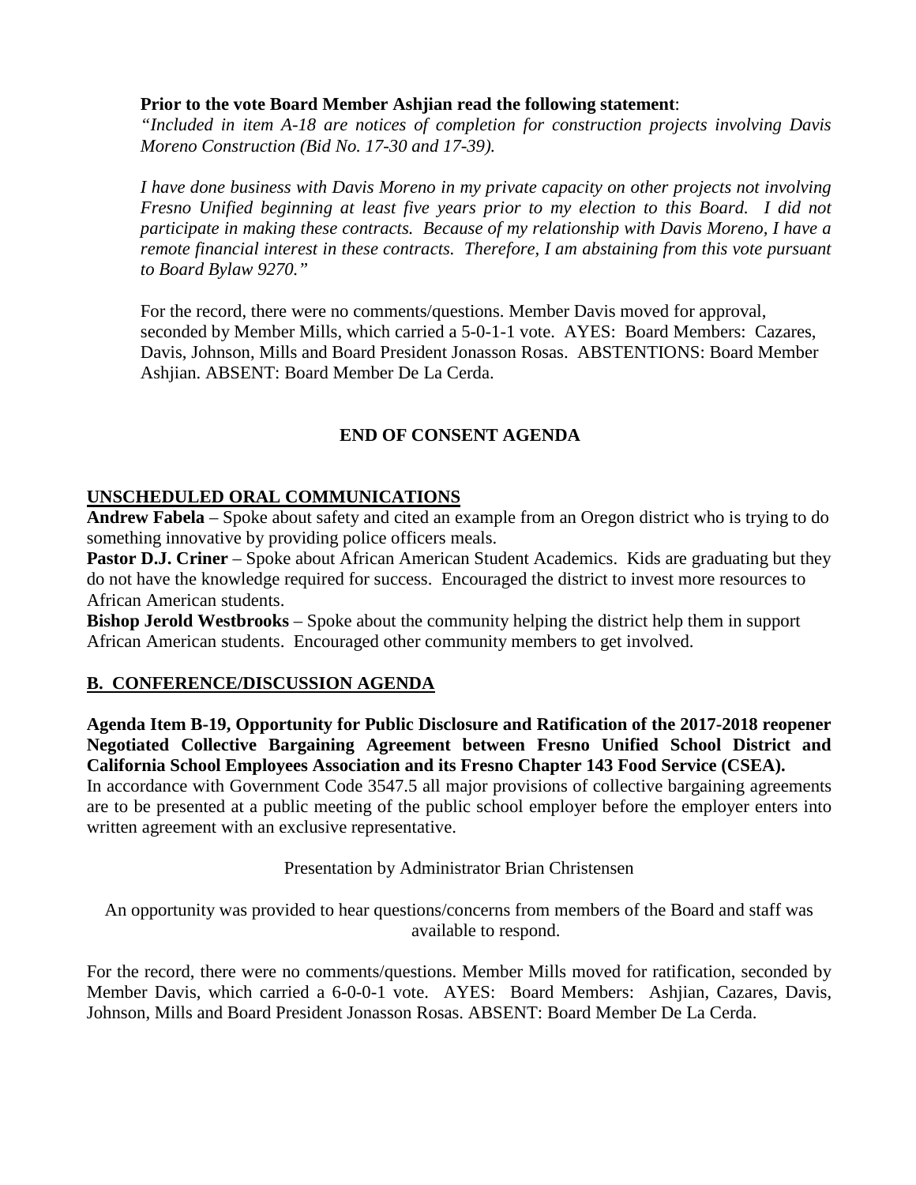**Prior to the vote Board Member Ashjian read the following statement**:

*"Included in item A-18 are notices of completion for construction projects involving Davis Moreno Construction (Bid No. 17-30 and 17-39).*

*I have done business with Davis Moreno in my private capacity on other projects not involving Fresno Unified beginning at least five years prior to my election to this Board. I did not participate in making these contracts. Because of my relationship with Davis Moreno, I have a remote financial interest in these contracts. Therefore, I am abstaining from this vote pursuant to Board Bylaw 9270."*

For the record, there were no comments/questions. Member Davis moved for approval, seconded by Member Mills, which carried a 5-0-1-1 vote. AYES: Board Members: Cazares, Davis, Johnson, Mills and Board President Jonasson Rosas. ABSTENTIONS: Board Member Ashjian. ABSENT: Board Member De La Cerda.

**END OF CONSENT AGENDA**

## UNSCHEDULED ORAL COMMUNICATIONS

**Andrew Fabela** – Spoke about safety and cited an example from an Oregon district who is trying to do something innovative by providing police officers meals.

**Pastor D.J. Criner** – Spoke about African American Student Academics. Kids are graduating but they do not have the knowledge required for success. Encouraged the district to invest more resources to African American students.

**Bishop Jerold Westbrooks** – Spoke about the community helping the district help them in support African American students. Encouraged other community members to get involved.

## B. CONFERENCE/DISCUSSION AGENDA

**Agenda Item B-19, Opportunity for Public Disclosure and Ratification of the 2017-2018 reopener Negotiated Collective Bargaining Agreement between Fresno Unified School District and California School Employees Association and its Fresno Chapter 143 Food Service (CSEA).**

In accordance with Government Code 3547.5 all major provisions of collective bargaining agreements are to be presented at a public meeting of the public school employer before the employer enters into written agreement with an exclusive representative.

Presentation by Administrator Brian Christensen

An opportunity was provided to hear questions/concerns from members of the Board and staff was available to respond.

For the record, there were no comments/questions. Member Mills moved for ratification, seconded by Member Davis, which carried a 6-0-0-1 vote. AYES: Board Members: Ashjian, Cazares, Davis, Johnson, Mills and Board President Jonasson Rosas. ABSENT: Board Member De La Cerda.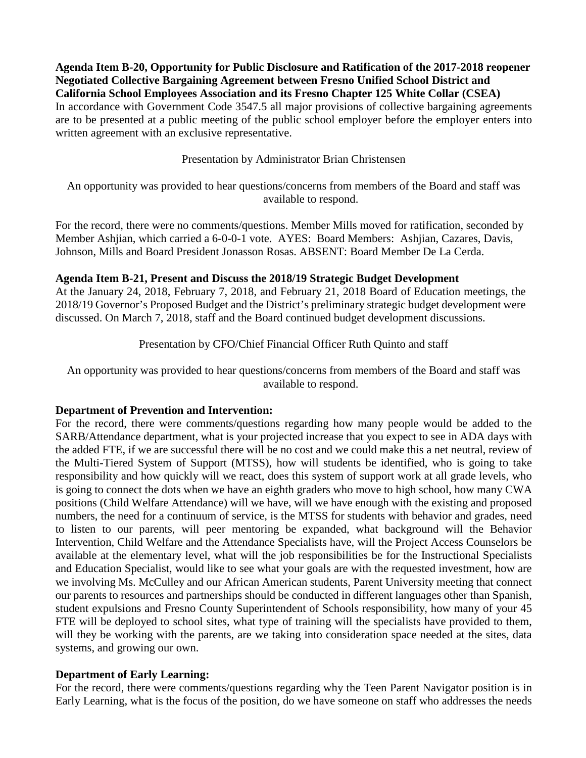**Agenda Item B-20, Opportunity for Public Disclosure and Ratification of the 2017-2018 reopener Negotiated Collective Bargaining Agreement between Fresno Unified School District and California School Employees Association and its Fresno Chapter 125 White Collar (CSEA)**
In accordance with Government Code 3547.5 all major provisions of collective bargaining agreements are to be presented at a public meeting of the public school employer before the employer enters into written agreement with an exclusive representative.

Presentation by Administrator Brian Christensen

An opportunity was provided to hear questions/concerns from members of the Board and staff was available to respond.

For the record, there were no comments/questions. Member Mills moved for ratification, seconded by Member Ashjian, which carried a 6-0-0-1 vote. AYES: Board Members: Ashjian, Cazares, Davis, Johnson, Mills and Board President Jonasson Rosas. ABSENT: Board Member De La Cerda.

**Agenda Item B-21, Present and Discuss the 2018/19 Strategic Budget Development**
At the January 24, 2018, February 7, 2018, and February 21, 2018 Board of Education meetings, the 2018/19 Governor's Proposed Budget and the District's preliminary strategic budget development were discussed. On March 7, 2018, staff and the Board continued budget development discussions.

Presentation by CFO/Chief Financial Officer Ruth Quinto and staff

An opportunity was provided to hear questions/concerns from members of the Board and staff was available to respond.

**Department of Prevention and Intervention:**
For the record, there were comments/questions regarding how many people would be added to the SARB/Attendance department, what is your projected increase that you expect to see in ADA days with the added FTE, if we are successful there will be no cost and we could make this a net neutral, review of the Multi-Tiered System of Support (MTSS), how will students be identified, who is going to take responsibility and how quickly will we react, does this system of support work at all grade levels, who is going to connect the dots when we have an eighth graders who move to high school, how many CWA positions (Child Welfare Attendance) will we have, will we have enough with the existing and proposed numbers, the need for a continuum of service, is the MTSS for students with behavior and grades, need to listen to our parents, will peer mentoring be expanded, what background will the Behavior Intervention, Child Welfare and the Attendance Specialists have, will the Project Access Counselors be available at the elementary level, what will the job responsibilities be for the Instructional Specialists and Education Specialist, would like to see what your goals are with the requested investment, how are we involving Ms. McCulley and our African American students, Parent University meeting that connect our parents to resources and partnerships should be conducted in different languages other than Spanish, student expulsions and Fresno County Superintendent of Schools responsibility, how many of your 45 FTE will be deployed to school sites, what type of training will the specialists have provided to them, will they be working with the parents, are we taking into consideration space needed at the sites, data systems, and growing our own.

**Department of Early Learning:**
For the record, there were comments/questions regarding why the Teen Parent Navigator position is in Early Learning, what is the focus of the position, do we have someone on staff who addresses the needs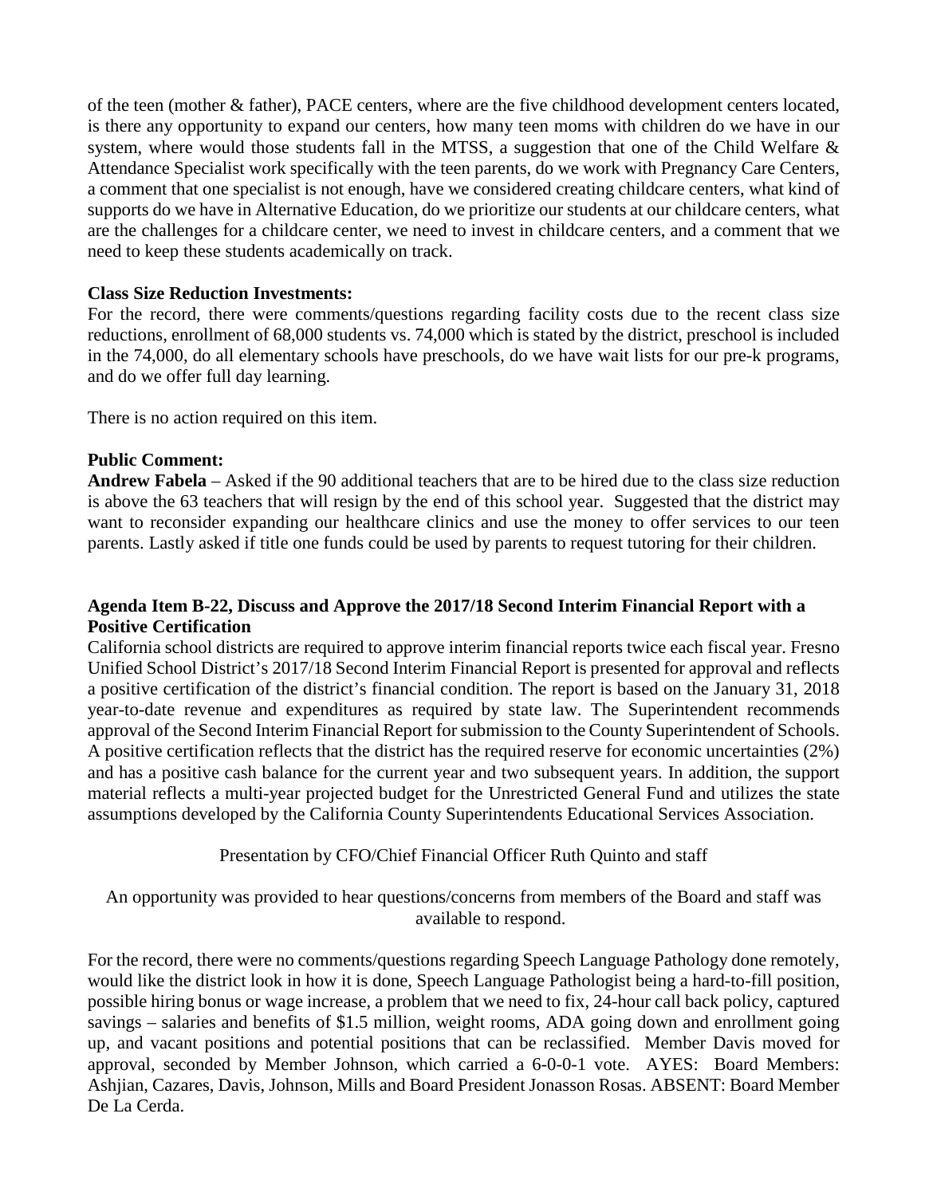of the teen (mother & father), PACE centers, where are the five childhood development centers located, is there any opportunity to expand our centers, how many teen moms with children do we have in our system, where would those students fall in the MTSS, a suggestion that one of the Child Welfare & Attendance Specialist work specifically with the teen parents, do we work with Pregnancy Care Centers, a comment that one specialist is not enough, have we considered creating childcare centers, what kind of supports do we have in Alternative Education, do we prioritize our students at our childcare centers, what are the challenges for a childcare center, we need to invest in childcare centers, and a comment that we need to keep these students academically on track.

**Class Size Reduction Investments:**
For the record, there were comments/questions regarding facility costs due to the recent class size reductions, enrollment of 68,000 students vs. 74,000 which is stated by the district, preschool is included in the 74,000, do all elementary schools have preschools, do we have wait lists for our pre-k programs, and do we offer full day learning.

There is no action required on this item.

**Public Comment:**
**Andrew Fabela** – Asked if the 90 additional teachers that are to be hired due to the class size reduction is above the 63 teachers that will resign by the end of this school year. Suggested that the district may want to reconsider expanding our healthcare clinics and use the money to offer services to our teen parents. Lastly asked if title one funds could be used by parents to request tutoring for their children.

**Agenda Item B-22, Discuss and Approve the 2017/18 Second Interim Financial Report with a Positive Certification**
California school districts are required to approve interim financial reports twice each fiscal year. Fresno Unified School District's 2017/18 Second Interim Financial Report is presented for approval and reflects a positive certification of the district's financial condition. The report is based on the January 31, 2018 year-to-date revenue and expenditures as required by state law. The Superintendent recommends approval of the Second Interim Financial Report for submission to the County Superintendent of Schools. A positive certification reflects that the district has the required reserve for economic uncertainties (2%) and has a positive cash balance for the current year and two subsequent years. In addition, the support material reflects a multi-year projected budget for the Unrestricted General Fund and utilizes the state assumptions developed by the California County Superintendents Educational Services Association.

Presentation by CFO/Chief Financial Officer Ruth Quinto and staff

An opportunity was provided to hear questions/concerns from members of the Board and staff was available to respond.

For the record, there were no comments/questions regarding Speech Language Pathology done remotely, would like the district look in how it is done, Speech Language Pathologist being a hard-to-fill position, possible hiring bonus or wage increase, a problem that we need to fix, 24-hour call back policy, captured savings – salaries and benefits of $1.5 million, weight rooms, ADA going down and enrollment going up, and vacant positions and potential positions that can be reclassified. Member Davis moved for approval, seconded by Member Johnson, which carried a 6-0-0-1 vote. AYES: Board Members: Ashjian, Cazares, Davis, Johnson, Mills and Board President Jonasson Rosas. ABSENT: Board Member De La Cerda.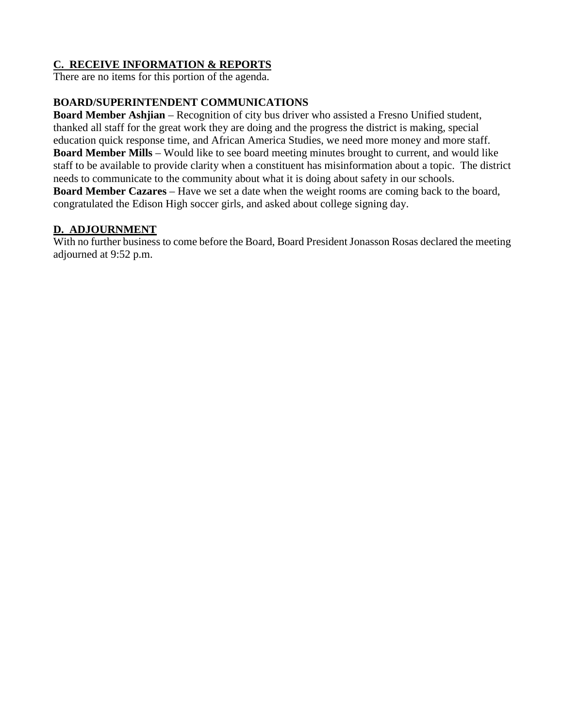## C. RECEIVE INFORMATION & REPORTS

There are no items for this portion of the agenda.

### BOARD/SUPERINTENDENT COMMUNICATIONS

**Board Member Ashjian** – Recognition of city bus driver who assisted a Fresno Unified student, thanked all staff for the great work they are doing and the progress the district is making, special education quick response time, and African America Studies, we need more money and more staff.
**Board Member Mills** – Would like to see board meeting minutes brought to current, and would like staff to be available to provide clarity when a constituent has misinformation about a topic. The district needs to communicate to the community about what it is doing about safety in our schools.
**Board Member Cazares** – Have we set a date when the weight rooms are coming back to the board, congratulated the Edison High soccer girls, and asked about college signing day.

## D. ADJOURNMENT

With no further business to come before the Board, Board President Jonasson Rosas declared the meeting adjourned at 9:52 p.m.